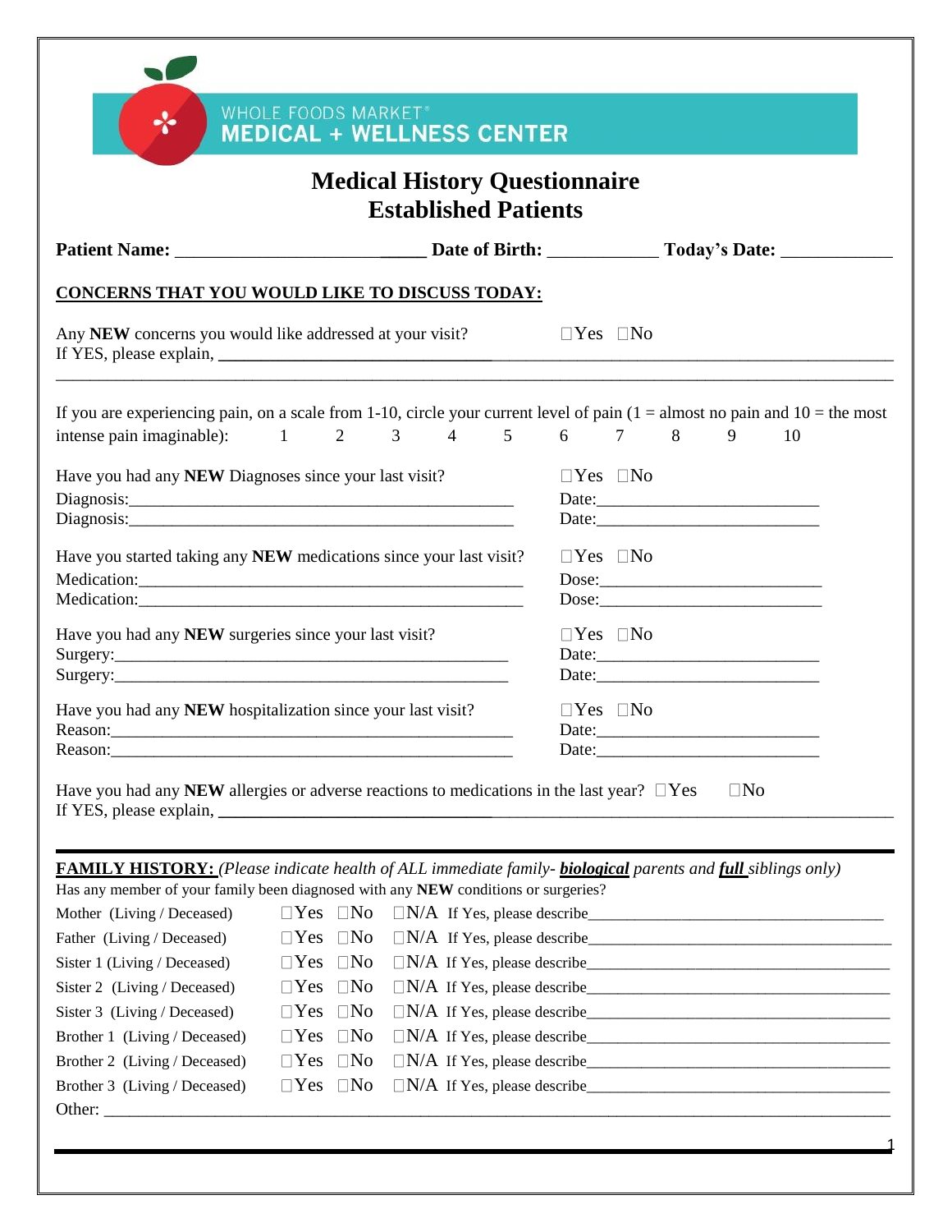WHOLE FOODS MARKET®
MEDICAL + WELLNESS CENTER

# Medical History Questionnaire
## Established Patients

**Patient Name:** ______________________________ **Date of Birth:** ____________ **Today's Date:** ____________

**CONCERNS THAT YOU WOULD LIKE TO DISCUSS TODAY:**

Any **NEW** concerns you would like addressed at your visit? ☐Yes ☐No
If YES, please explain, ____________________________________________________________________________
________________________________________________________________________________________________

If you are experiencing pain, on a scale from 1-10, circle your current level of pain (1 = almost no pain and 10 = the most intense pain imaginable): 1 2 3 4 5 6 7 8 9 10

Have you had any **NEW** Diagnoses since your last visit? ☐Yes ☐No
Diagnosis:_____________________________________________ Date:__________________________
Diagnosis:_____________________________________________ Date:__________________________

Have you started taking any **NEW** medications since your last visit? ☐Yes ☐No
Medication:_____________________________________________ Dose:__________________________
Medication:_____________________________________________ Dose:__________________________

Have you had any **NEW** surgeries since your last visit? ☐Yes ☐No
Surgery:_____________________________________________ Date:__________________________
Surgery:_____________________________________________ Date:__________________________

Have you had any **NEW** hospitalization since your last visit? ☐Yes ☐No
Reason:_____________________________________________ Date:__________________________
Reason:_____________________________________________ Date:__________________________

Have you had any **NEW** allergies or adverse reactions to medications in the last year? ☐Yes ☐No
If YES, please explain, ____________________________________________________________________________

**FAMILY HISTORY:** *(Please indicate health of ALL immediate family- **biological** parents and **full** siblings only)*
Has any member of your family been diagnosed with any **NEW** conditions or surgeries?

Mother (Living / Deceased) ☐Yes ☐No ☐N/A If Yes, please describe____________________________________
Father (Living / Deceased) ☐Yes ☐No ☐N/A If Yes, please describe____________________________________
Sister 1 (Living / Deceased) ☐Yes ☐No ☐N/A If Yes, please describe____________________________________
Sister 2 (Living / Deceased) ☐Yes ☐No ☐N/A If Yes, please describe____________________________________
Sister 3 (Living / Deceased) ☐Yes ☐No ☐N/A If Yes, please describe____________________________________
Brother 1 (Living / Deceased) ☐Yes ☐No ☐N/A If Yes, please describe____________________________________
Brother 2 (Living / Deceased) ☐Yes ☐No ☐N/A If Yes, please describe____________________________________
Brother 3 (Living / Deceased) ☐Yes ☐No ☐N/A If Yes, please describe____________________________________
Other: ________________________________________________________________________________________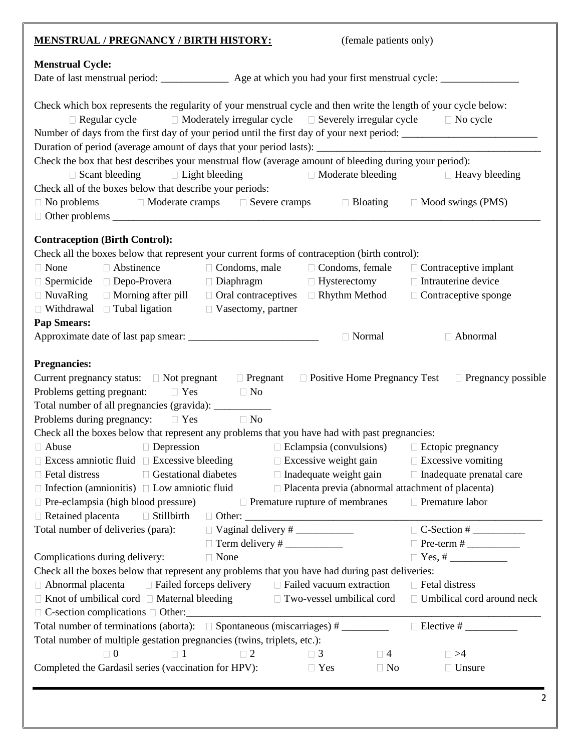**MENSTRUAL / PREGNANCY / BIRTH HISTORY:** (female patients only)

**Menstrual Cycle:**

Date of last menstrual period: _____________ Age at which you had your first menstrual cycle: _______________

Check which box represents the regularity of your menstrual cycle and then write the length of your cycle below:

☐ Regular cycle ☐ Moderately irregular cycle ☐ Severely irregular cycle ☐ No cycle

Number of days from the first day of your period until the first day of your next period: __________________________

Duration of period (average amount of days that your period lasts): ___________________________________________

Check the box that best describes your menstrual flow (average amount of bleeding during your period):

☐ Scant bleeding ☐ Light bleeding ☐ Moderate bleeding ☐ Heavy bleeding

Check all of the boxes below that describe your periods:

☐ No problems ☐ Moderate cramps ☐ Severe cramps ☐ Bloating ☐ Mood swings (PMS)

☐ Other problems ___________________________________________________________________________________

**Contraception (Birth Control):**

Check all the boxes below that represent your current forms of contraception (birth control):

☐ None ☐ Abstinence ☐ Condoms, male ☐ Condoms, female ☐ Contraceptive implant

☐ Spermicide ☐ Depo-Provera ☐ Diaphragm ☐ Hysterectomy ☐ Intrauterine device

☐ NuvaRing ☐ Morning after pill ☐ Oral contraceptives ☐ Rhythm Method ☐ Contraceptive sponge

☐ Withdrawal ☐ Tubal ligation ☐ Vasectomy, partner

**Pap Smears:**

Approximate date of last pap smear: _________________________ ☐ Normal ☐ Abnormal

**Pregnancies:**

Current pregnancy status: ☐ Not pregnant ☐ Pregnant ☐ Positive Home Pregnancy Test ☐ Pregnancy possible

Problems getting pregnant: ☐ Yes ☐ No

Total number of all pregnancies (gravida): ___________

Problems during pregnancy: ☐ Yes ☐ No

Check all the boxes below that represent any problems that you have had with past pregnancies:

☐ Abuse ☐ Depression ☐ Eclampsia (convulsions) ☐ Ectopic pregnancy

☐ Excess amniotic fluid ☐ Excessive bleeding ☐ Excessive weight gain ☐ Excessive vomiting

☐ Fetal distress ☐ Gestational diabetes ☐ Inadequate weight gain ☐ Inadequate prenatal care

☐ Infection (amnionitis) ☐ Low amniotic fluid ☐ Placenta previa (abnormal attachment of placenta)

☐ Pre-eclampsia (high blood pressure) ☐ Premature rupture of membranes ☐ Premature labor

☐ Retained placenta ☐ Stillbirth ☐ Other: ____________________________________________________________

Total number of deliveries (para): ☐ Vaginal delivery # ___________ ☐ C-Section # __________

☐ Term delivery # ___________ ☐ Pre-term # __________

Complications during delivery: ☐ None ☐ Yes, # ___________

Check all the boxes below that represent any problems that you have had during past deliveries:

☐ Abnormal placenta ☐ Failed forceps delivery ☐ Failed vacuum extraction ☐ Fetal distress

☐ Knot of umbilical cord ☐ Maternal bleeding ☐ Two-vessel umbilical cord ☐ Umbilical cord around neck

☐ C-section complications ☐ Other:_____________________________________________________________________

Total number of terminations (aborta): ☐ Spontaneous (miscarriages) # _________ ☐ Elective # __________

Total number of multiple gestation pregnancies (twins, triplets, etc.):

☐ 0 ☐ 1 ☐ 2 ☐ 3 ☐ 4 ☐ >4

Completed the Gardasil series (vaccination for HPV): ☐ Yes ☐ No ☐ Unsure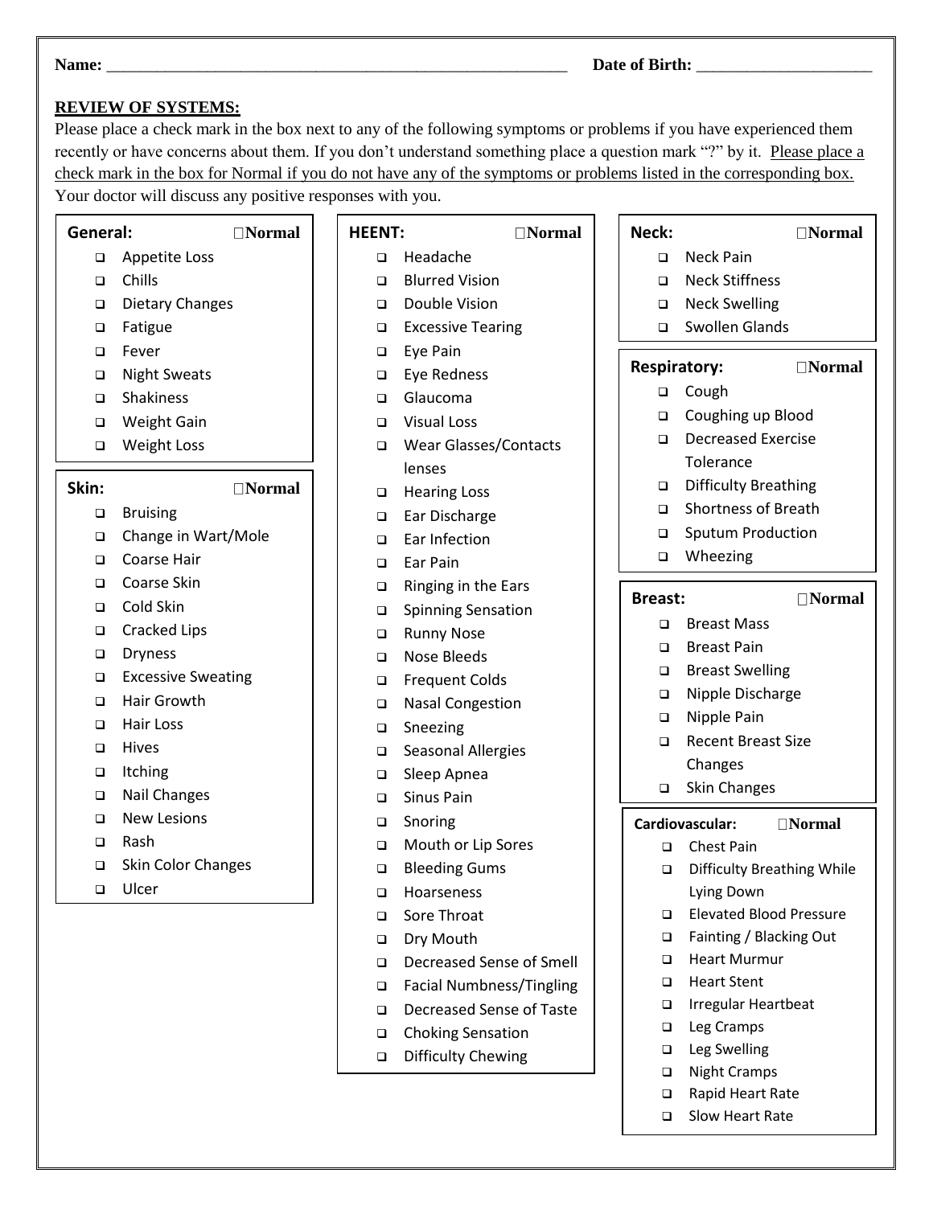**Name:** ______________________________________________________ **Date of Birth:** ____________________

**REVIEW OF SYSTEMS:**

Please place a check mark in the box next to any of the following symptoms or problems if you have experienced them recently or have concerns about them. If you don't understand something place a question mark "?" by it. Please place a check mark in the box for Normal if you do not have any of the symptoms or problems listed in the corresponding box. Your doctor will discuss any positive responses with you.

**General:** ☐ **Normal**

- ☐ Appetite Loss
- ☐ Chills
- ☐ Dietary Changes
- ☐ Fatigue
- ☐ Fever
- ☐ Night Sweats
- ☐ Shakiness
- ☐ Weight Gain
- ☐ Weight Loss

**Skin:** ☐ **Normal**

- ☐ Bruising
- ☐ Change in Wart/Mole
- ☐ Coarse Hair
- ☐ Coarse Skin
- ☐ Cold Skin
- ☐ Cracked Lips
- ☐ Dryness
- ☐ Excessive Sweating
- ☐ Hair Growth
- ☐ Hair Loss
- ☐ Hives
- ☐ Itching
- ☐ Nail Changes
- ☐ New Lesions
- ☐ Rash
- ☐ Skin Color Changes
- ☐ Ulcer

**HEENT:** ☐ **Normal**

- ☐ Headache
- ☐ Blurred Vision
- ☐ Double Vision
- ☐ Excessive Tearing
- ☐ Eye Pain
- ☐ Eye Redness
- ☐ Glaucoma
- ☐ Visual Loss
- ☐ Wear Glasses/Contacts lenses
- ☐ Hearing Loss
- ☐ Ear Discharge
- ☐ Ear Infection
- ☐ Ear Pain
- ☐ Ringing in the Ears
- ☐ Spinning Sensation
- ☐ Runny Nose
- ☐ Nose Bleeds
- ☐ Frequent Colds
- ☐ Nasal Congestion
- ☐ Sneezing
- ☐ Seasonal Allergies
- ☐ Sleep Apnea
- ☐ Sinus Pain
- ☐ Snoring
- ☐ Mouth or Lip Sores
- ☐ Bleeding Gums
- ☐ Hoarseness
- ☐ Sore Throat
- ☐ Dry Mouth
- ☐ Decreased Sense of Smell
- ☐ Facial Numbness/Tingling
- ☐ Decreased Sense of Taste
- ☐ Choking Sensation
- ☐ Difficulty Chewing

**Neck:** ☐ **Normal**

- ☐ Neck Pain
- ☐ Neck Stiffness
- ☐ Neck Swelling
- ☐ Swollen Glands

**Respiratory:** ☐ **Normal**

- ☐ Cough
- ☐ Coughing up Blood
- ☐ Decreased Exercise Tolerance
- ☐ Difficulty Breathing
- ☐ Shortness of Breath
- ☐ Sputum Production
- ☐ Wheezing

**Breast:** ☐ **Normal**

- ☐ Breast Mass
- ☐ Breast Pain
- ☐ Breast Swelling
- ☐ Nipple Discharge
- ☐ Nipple Pain
- ☐ Recent Breast Size Changes
- ☐ Skin Changes

**Cardiovascular:** ☐ **Normal**

- ☐ Chest Pain
- ☐ Difficulty Breathing While Lying Down
- ☐ Elevated Blood Pressure
- ☐ Fainting / Blacking Out
- ☐ Heart Murmur
- ☐ Heart Stent
- ☐ Irregular Heartbeat
- ☐ Leg Cramps
- ☐ Leg Swelling
- ☐ Night Cramps
- ☐ Rapid Heart Rate
- ☐ Slow Heart Rate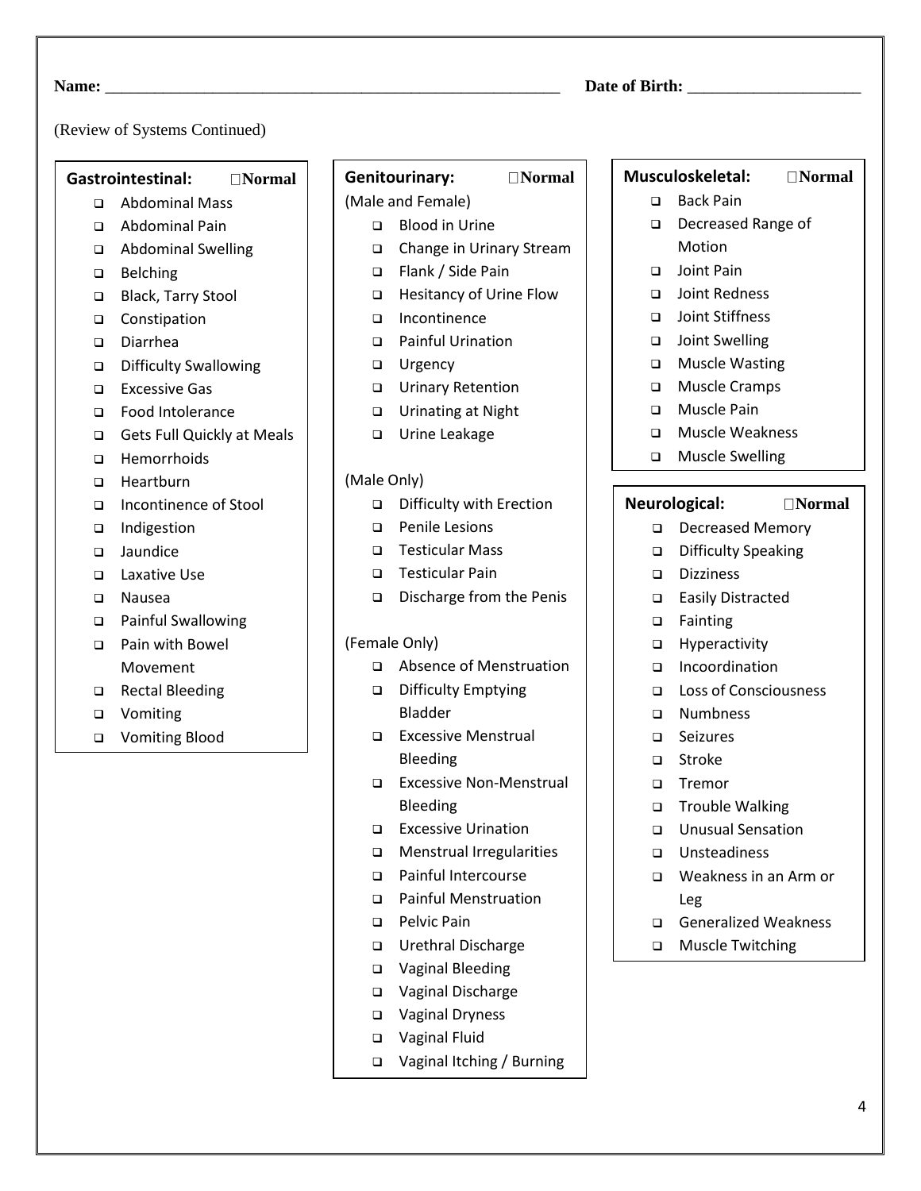**Name:** ______________________________________________________ **Date of Birth:** ____________________

(Review of Systems Continued)

**Gastrointestinal:** ☐**Normal**

- ☐ Abdominal Mass
- ☐ Abdominal Pain
- ☐ Abdominal Swelling
- ☐ Belching
- ☐ Black, Tarry Stool
- ☐ Constipation
- ☐ Diarrhea
- ☐ Difficulty Swallowing
- ☐ Excessive Gas
- ☐ Food Intolerance
- ☐ Gets Full Quickly at Meals
- ☐ Hemorrhoids
- ☐ Heartburn
- ☐ Incontinence of Stool
- ☐ Indigestion
- ☐ Jaundice
- ☐ Laxative Use
- ☐ Nausea
- ☐ Painful Swallowing
- ☐ Pain with Bowel Movement
- ☐ Rectal Bleeding
- ☐ Vomiting
- ☐ Vomiting Blood

**Genitourinary:** ☐**Normal**

(Male and Female)

- ☐ Blood in Urine
- ☐ Change in Urinary Stream
- ☐ Flank / Side Pain
- ☐ Hesitancy of Urine Flow
- ☐ Incontinence
- ☐ Painful Urination
- ☐ Urgency
- ☐ Urinary Retention
- ☐ Urinating at Night
- ☐ Urine Leakage

(Male Only)

- ☐ Difficulty with Erection
- ☐ Penile Lesions
- ☐ Testicular Mass
- ☐ Testicular Pain
- ☐ Discharge from the Penis

(Female Only)

- ☐ Absence of Menstruation
- ☐ Difficulty Emptying Bladder
- ☐ Excessive Menstrual Bleeding
- ☐ Excessive Non-Menstrual Bleeding
- ☐ Excessive Urination
- ☐ Menstrual Irregularities
- ☐ Painful Intercourse
- ☐ Painful Menstruation
- ☐ Pelvic Pain
- ☐ Urethral Discharge
- ☐ Vaginal Bleeding
- ☐ Vaginal Discharge
- ☐ Vaginal Dryness
- ☐ Vaginal Fluid
- ☐ Vaginal Itching / Burning

**Musculoskeletal:** ☐**Normal**

- ☐ Back Pain
- ☐ Decreased Range of Motion
- ☐ Joint Pain
- ☐ Joint Redness
- ☐ Joint Stiffness
- ☐ Joint Swelling
- ☐ Muscle Wasting
- ☐ Muscle Cramps
- ☐ Muscle Pain
- ☐ Muscle Weakness
- ☐ Muscle Swelling

**Neurological:** ☐**Normal**

- ☐ Decreased Memory
- ☐ Difficulty Speaking
- ☐ Dizziness
- ☐ Easily Distracted
- ☐ Fainting
- ☐ Hyperactivity
- ☐ Incoordination
- ☐ Loss of Consciousness
- ☐ Numbness
- ☐ Seizures
- ☐ Stroke
- ☐ Tremor
- ☐ Trouble Walking
- ☐ Unusual Sensation
- ☐ Unsteadiness
- ☐ Weakness in an Arm or Leg
- ☐ Generalized Weakness
- ☐ Muscle Twitching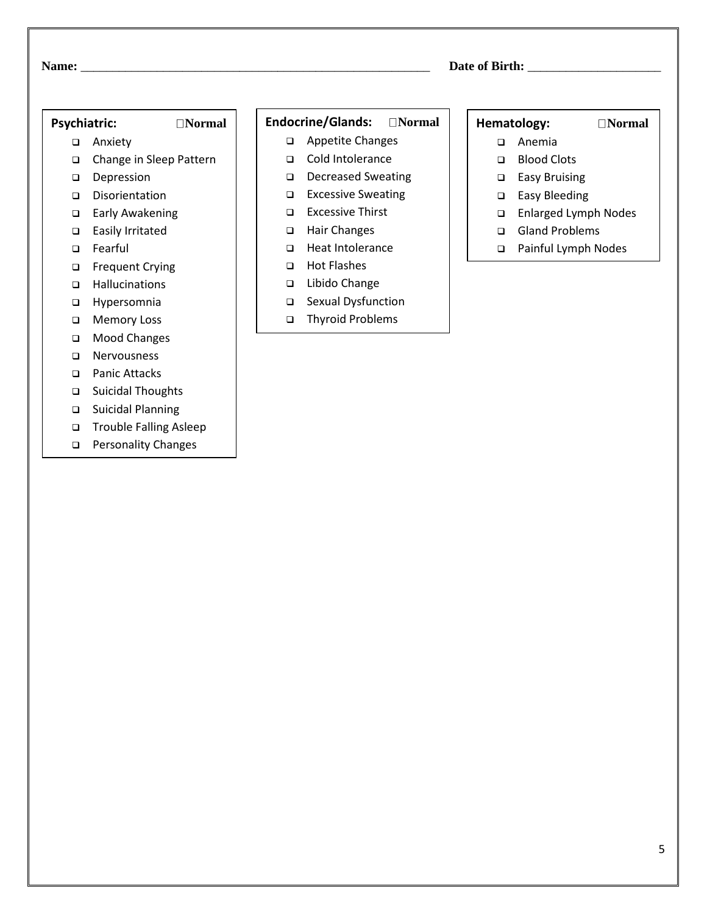**Name:** ___________________________________________________________ **Date of Birth:** ______________________

**Psychiatric:** ☐ **Normal**

- ☐ Anxiety
- ☐ Change in Sleep Pattern
- ☐ Depression
- ☐ Disorientation
- ☐ Early Awakening
- ☐ Easily Irritated
- ☐ Fearful
- ☐ Frequent Crying
- ☐ Hallucinations
- ☐ Hypersomnia
- ☐ Memory Loss
- ☐ Mood Changes
- ☐ Nervousness
- ☐ Panic Attacks
- ☐ Suicidal Thoughts
- ☐ Suicidal Planning
- ☐ Trouble Falling Asleep
- ☐ Personality Changes

**Endocrine/Glands:** ☐ **Normal**

- ☐ Appetite Changes
- ☐ Cold Intolerance
- ☐ Decreased Sweating
- ☐ Excessive Sweating
- ☐ Excessive Thirst
- ☐ Hair Changes
- ☐ Heat Intolerance
- ☐ Hot Flashes
- ☐ Libido Change
- ☐ Sexual Dysfunction
- ☐ Thyroid Problems

**Hematology:** ☐ **Normal**

- ☐ Anemia
- ☐ Blood Clots
- ☐ Easy Bruising
- ☐ Easy Bleeding
- ☐ Enlarged Lymph Nodes
- ☐ Gland Problems
- ☐ Painful Lymph Nodes